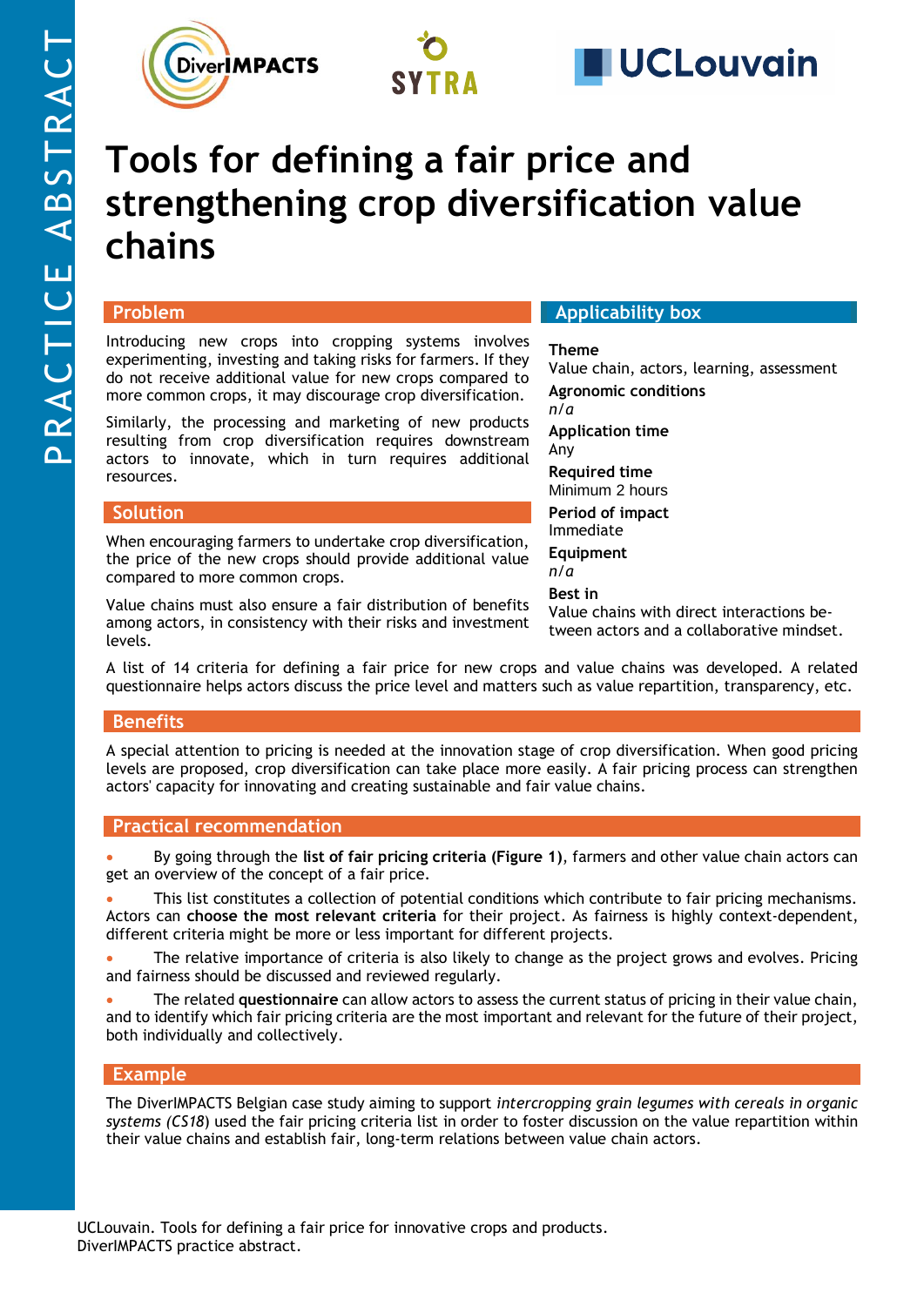PRACTICE ABSTRACT

# Tools for defining a fair price and strengthening crop diversification value chains

## Problem

Introducing new crops into cropping systems involves experimenting, investing and taking risks for farmers. If they do not receive additional value for new crops compared to more common crops, it may discourage crop diversification.

Similarly, the processing and marketing of new products resulting from crop diversification requires downstream actors to innovate, which in turn requires additional resources.

## Solution

When encouraging farmers to undertake crop diversification, the price of the new crops should provide additional value compared to more common crops.

Value chains must also ensure a fair distribution of benefits among actors, in consistency with their risks and investment levels.

## Applicability box

**Theme**
Value chain, actors, learning, assessment

**Agronomic conditions**
*n/a*

**Application time**
Any

**Required time**
Minimum 2 hours

**Period of impact**
Immediate

**Equipment**
*n/a*

**Best in**
Value chains with direct interactions between actors and a collaborative mindset.

A list of 14 criteria for defining a fair price for new crops and value chains was developed. A related questionnaire helps actors discuss the price level and matters such as value repartition, transparency, etc.

## Benefits

A special attention to pricing is needed at the innovation stage of crop diversification. When good pricing levels are proposed, crop diversification can take place more easily. A fair pricing process can strengthen actors' capacity for innovating and creating sustainable and fair value chains.

## Practical recommendation

- By going through the **list of fair pricing criteria (Figure 1)**, farmers and other value chain actors can get an overview of the concept of a fair price.
- This list constitutes a collection of potential conditions which contribute to fair pricing mechanisms. Actors can **choose the most relevant criteria** for their project. As fairness is highly context-dependent, different criteria might be more or less important for different projects.
- The relative importance of criteria is also likely to change as the project grows and evolves. Pricing and fairness should be discussed and reviewed regularly.
- The related **questionnaire** can allow actors to assess the current status of pricing in their value chain, and to identify which fair pricing criteria are the most important and relevant for the future of their project, both individually and collectively.

## Example

The DiverIMPACTS Belgian case study aiming to support *intercropping grain legumes with cereals in organic systems (CS18)* used the fair pricing criteria list in order to foster discussion on the value repartition within their value chains and establish fair, long-term relations between value chain actors.

UCLouvain. Tools for defining a fair price for innovative crops and products.
DiverIMPACTS practice abstract.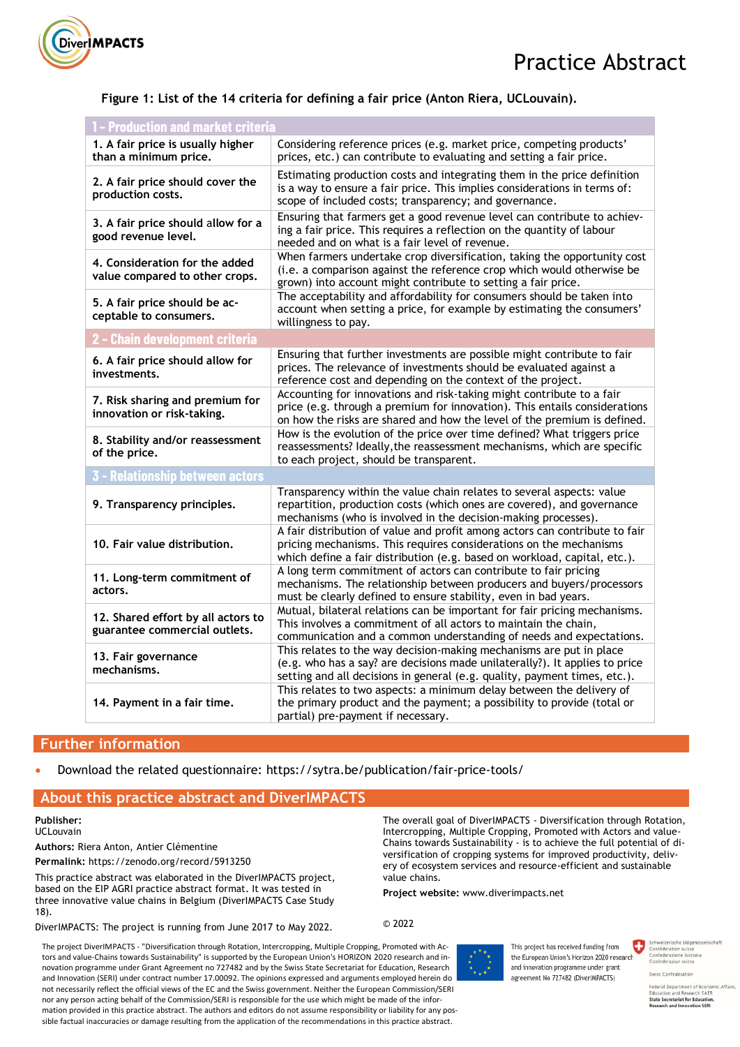**Figure 1: List of the 14 criteria for defining a fair price (Anton Riera, UCLouvain).**

| | |
|---|---|
| **1 – Production and market criteria** | |
| **1. A fair price is usually higher than a minimum price.** | Considering reference prices (e.g. market price, competing products' prices, etc.) can contribute to evaluating and setting a fair price. |
| **2. A fair price should cover the production costs.** | Estimating production costs and integrating them in the price definition is a way to ensure a fair price. This implies considerations in terms of: scope of included costs; transparency; and governance. |
| **3. A fair price should allow for a good revenue level.** | Ensuring that farmers get a good revenue level can contribute to achieving a fair price. This requires a reflection on the quantity of labour needed and on what is a fair level of revenue. |
| **4. Consideration for the added value compared to other crops.** | When farmers undertake crop diversification, taking the opportunity cost (i.e. a comparison against the reference crop which would otherwise be grown) into account might contribute to setting a fair price. |
| **5. A fair price should be acceptable to consumers.** | The acceptability and affordability for consumers should be taken into account when setting a price, for example by estimating the consumers' willingness to pay. |
| **2 – Chain development criteria** | |
| **6. A fair price should allow for investments.** | Ensuring that further investments are possible might contribute to fair prices. The relevance of investments should be evaluated against a reference cost and depending on the context of the project. |
| **7. Risk sharing and premium for innovation or risk-taking.** | Accounting for innovations and risk-taking might contribute to a fair price (e.g. through a premium for innovation). This entails considerations on how the risks are shared and how the level of the premium is defined. |
| **8. Stability and/or reassessment of the price.** | How is the evolution of the price over time defined? What triggers price reassessments? Ideally,the reassessment mechanisms, which are specific to each project, should be transparent. |
| **3 – Relationship between actors** | |
| **9. Transparency principles.** | Transparency within the value chain relates to several aspects: value repartition, production costs (which ones are covered), and governance mechanisms (who is involved in the decision-making processes). |
| **10. Fair value distribution.** | A fair distribution of value and profit among actors can contribute to fair pricing mechanisms. This requires considerations on the mechanisms which define a fair distribution (e.g. based on workload, capital, etc.). |
| **11. Long-term commitment of actors.** | A long term commitment of actors can contribute to fair pricing mechanisms. The relationship between producers and buyers/processors must be clearly defined to ensure stability, even in bad years. |
| **12. Shared effort by all actors to guarantee commercial outlets.** | Mutual, bilateral relations can be important for fair pricing mechanisms. This involves a commitment of all actors to maintain the chain, communication and a common understanding of needs and expectations. |
| **13. Fair governance mechanisms.** | This relates to the way decision-making mechanisms are put in place (e.g. who has a say? are decisions made unilaterally?). It applies to price setting and all decisions in general (e.g. quality, payment times, etc.). |
| **14. Payment in a fair time.** | This relates to two aspects: a minimum delay between the delivery of the primary product and the payment; a possibility to provide (total or partial) pre-payment if necessary. |

## Further information

- Download the related questionnaire: https://sytra.be/publication/fair-price-tools/

## About this practice abstract and DiverIMPACTS

**Publisher:**
UCLouvain

**Authors:** Riera Anton, Antier Clémentine

**Permalink:** https://zenodo.org/record/5913250

This practice abstract was elaborated in the DiverIMPACTS project, based on the EIP AGRI practice abstract format. It was tested in three innovative value chains in Belgium (DiverIMPACTS Case Study 18).

DiverIMPACTS: The project is running from June 2017 to May 2022.

The overall goal of DiverIMPACTS - Diversification through Rotation, Intercropping, Multiple Cropping, Promoted with Actors and value-Chains towards Sustainability - is to achieve the full potential of diversification of cropping systems for improved productivity, delivery of ecosystem services and resource-efficient and sustainable value chains.

**Project website:** www.diverimpacts.net

© 2022

The project DiverIMPACTS - "Diversification through Rotation, Intercropping, Multiple Cropping, Promoted with Actors and value-Chains towards Sustainability" is supported by the European Union's HORIZON 2020 research and innovation programme under Grant Agreement no 727482 and by the Swiss State Secretariat for Education, Research and Innovation (SERI) under contract number 17.00092. The opinions expressed and arguments employed herein do not necessarily reflect the official views of the EC and the Swiss government. Neither the European Commission/SERI nor any person acting behalf of the Commission/SERI is responsible for the use which might be made of the information provided in this practice abstract. The authors and editors do not assume responsibility or liability for any possible factual inaccuracies or damage resulting from the application of the recommendations in this practice abstract.

This project has received funding from the European Union's Horizon 2020 research and innovation programme under grant agreement No 727482 (DiverIMPACTS)

Schweizerische Eidgenossenschaft
Confédération suisse
Confederazione Svizzera
Confederaziun svizra

Swiss Confederation

Federal Department of Economic Affairs, Education and Research EAER
State Secretariat for Education, Research and Innovation SERI